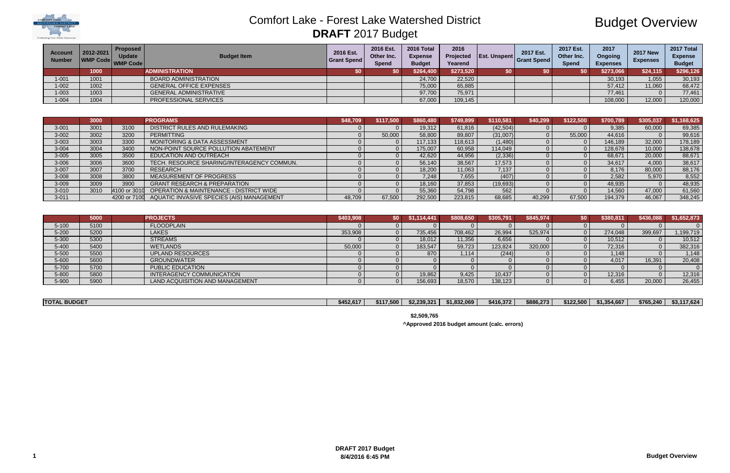# Comfort Lake - Forest Lake Watershed District

## **DRAFT** 2017 Budget

## Budget Overview

| Account Number | 2012-2021 WMP Code | Proposed Update WMP Code | Budget Item | 2016 Est. Grant Spend | 2016 Est. Other Inc. Spend | 2016 Total Expense Budget | 2016 Projected Yearend | Est. Unspent | 2017 Est. Grant Spend | 2017 Est. Other Inc. Spend | 2017 Ongoing Expenses | 2017 New Expenses | 2017 Total Expense Budget |
|---|---|---|---|---|---|---|---|---|---|---|---|---|---|
| | 1000 | | ADMINISTRATION | $0 | $0 | $264,400 | $273,520 | $0 | $0 | $0 | $273,066 | $24,115 | $296,126 |
| 1-001 | 1001 | | BOARD ADMINISTRATION | | | 24,700 | 22,520 | | | | 30,193 | 1,055 | 30,193 |
| 1-002 | 1002 | | GENERAL OFFICE EXPENSES | | | 75,000 | 65,885 | | | | 57,412 | 11,060 | 68,472 |
| 1-003 | 1003 | | GENERAL ADMINISTRATIVE | | | 97,700 | 75,971 | | | | 77,461 | 0 | 77,461 |
| 1-004 | 1004 | | PROFESSIONAL SERVICES | | | 67,000 | 109,145 | | | | 108,000 | 12,000 | 120,000 |
| | 3000 | | PROGRAMS | $48,709 | $117,500 | $860,480 | $749,899 | $110,581 | $40,299 | $122,500 | $700,789 | $305,037 | $1,168,625 |
| 3-001 | 3001 | 3100 | DISTRICT RULES AND RULEMAKING | 0 | 0 | 19,312 | 61,816 | (42,504) | 0 | 0 | 9,385 | 60,000 | 69,385 |
| 3-002 | 3002 | 3200 | PERMITTING | 0 | 50,000 | 58,800 | 89,807 | (31,007) | 0 | 55,000 | 44,616 | 0 | 99,616 |
| 3-003 | 3003 | 3300 | MONITORING & DATA ASSESSMENT | 0 | 0 | 117,133 | 118,613 | (1,480) | 0 | 0 | 146,189 | 32,000 | 178,189 |
| 3-004 | 3004 | 3400 | NON-POINT SOURCE POLLUTION ABATEMENT | 0 | 0 | 175,007 | 60,958 | 114,049 | 0 | 0 | 128,678 | 10,000 | 138,678 |
| 3-005 | 3005 | 3500 | EDUCATION AND OUTREACH | 0 | 0 | 42,620 | 44,956 | (2,336) | 0 | 0 | 68,671 | 20,000 | 88,671 |
| 3-006 | 3006 | 3600 | TECH. RESOURCE SHARING/INTERAGENCY COMMUN. | 0 | 0 | 56,140 | 38,567 | 17,573 | 0 | 0 | 34,617 | 4,000 | 38,617 |
| 3-007 | 3007 | 3700 | RESEARCH | 0 | 0 | 18,200 | 11,063 | 7,137 | 0 | 0 | 8,176 | 80,000 | 88,176 |
| 3-008 | 3008 | 3800 | MEASUREMENT OF PROGRESS | 0 | 0 | 7,248 | 7,655 | (407) | 0 | 0 | 2,582 | 5,970 | 8,552 |
| 3-009 | 3009 | 3900 | GRANT RESEARCH & PREPARATION | 0 | 0 | 18,160 | 37,853 | (19,693) | 0 | 0 | 48,935 | 0 | 48,935 |
| 3-010 | 3010 | 4100 or 3010 | OPERATION & MAINTENANCE - DISTRICT WIDE | 0 | 0 | 55,360 | 54,798 | 562 | 0 | 0 | 14,560 | 47,000 | 61,560 |
| 3-011 | | 4200 or 7100 | AQUATIC INVASIVE SPECIES (AIS) MANAGEMENT | 48,709 | 67,500 | 292,500 | 223,815 | 68,685 | 40,299 | 67,500 | 194,379 | 46,067 | 348,245 |
| | 5000 | | PROJECTS | $403,908 | $0 | $1,114,441 | $808,650 | $305,791 | $845,974 | $0 | $380,811 | $436,088 | $1,652,873 |
| 5-100 | 5100 | | FLOODPLAIN | 0 | 0 | 0 | 0 | 0 | 0 | 0 | 0 | 0 | 0 |
| 5-200 | 5200 | | LAKES | 353,908 | 0 | 735,456 | 708,462 | 26,994 | 525,974 | 0 | 274,048 | 399,697 | 1,199,719 |
| 5-300 | 5300 | | STREAMS | 0 | 0 | 18,012 | 11,356 | 6,656 | 0 | 0 | 10,512 | 0 | 10,512 |
| 5-400 | 5400 | | WETLANDS | 50,000 | 0 | 183,547 | 59,723 | 123,824 | 320,000 | 0 | 72,316 | 0 | 382,316 |
| 5-500 | 5500 | | UPLAND RESOURCES | 0 | 0 | 870 | 1,114 | (244) | 0 | 0 | 1,148 | 0 | 1,148 |
| 5-600 | 5600 | | GROUNDWATER | 0 | 0 | 0 | 0 | 0 | 0 | 0 | 4,017 | 16,391 | 20,408 |
| 5-700 | 5700 | | PUBLIC EDUCATION | 0 | 0 | 0 | 0 | 0 | 0 | 0 | 0 | 0 | 0 |
| 5-800 | 5800 | | INTERAGENCY COMMUNICATION | 0 | 0 | 19,862 | 9,425 | 10,437 | 0 | 0 | 12,316 | 0 | 12,316 |
| 5-900 | 5900 | | LAND ACQUISITION AND MANAGEMENT | 0 | 0 | 156,693 | 18,570 | 138,123 | 0 | 0 | 6,455 | 20,000 | 26,455 |
| **TOTAL BUDGET** | | | | $452,617 | $117,500 | $2,239,321 | $1,832,069 | $416,372 | $886,273 | $122,500 | $1,354,667 | $765,240 | $3,117,624 |
| | | | | | | $2,509,765 | | | | | | | |

^Approved 2016 budget amount (calc. errors)

DRAFT 2017 Budget
8/4/2016 6:45 PM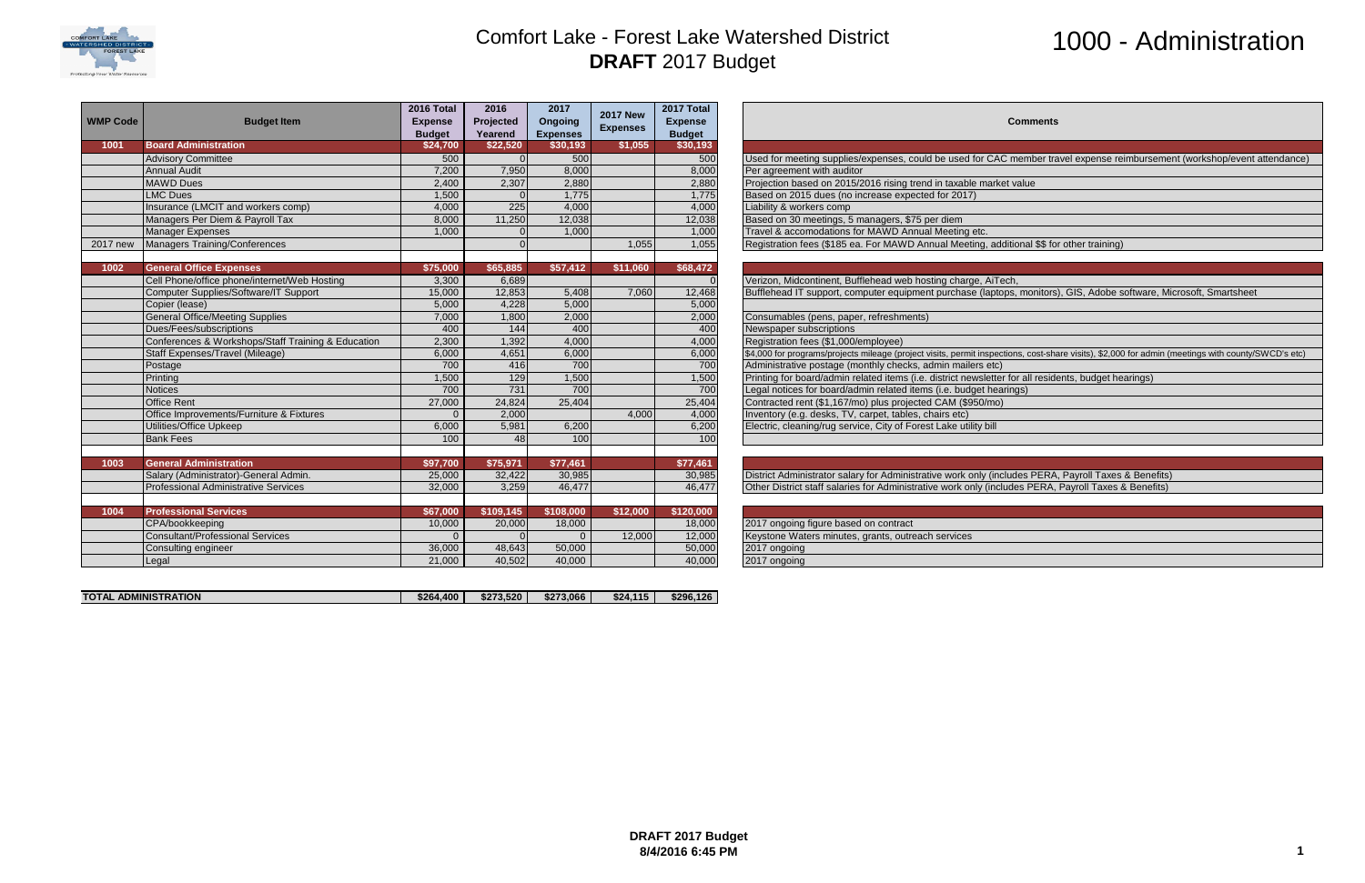# Comfort Lake - Forest Lake Watershed District

## **DRAFT** 2017 Budget

# 1000 - Administration

| WMP Code | Budget Item | 2016 Total Expense Budget | 2016 Projected Yearend | 2017 Ongoing Expenses | 2017 New Expenses | 2017 Total Expense Budget | Comments |
|---|---|---|---|---|---|---|---|
| **1001** | **Board Administration** | **$24,700** | **$22,520** | **$30,193** | **$1,055** | **$30,193** | |
| | Advisory Committee | 500 | 0 | 500 | | 500 | Used for meeting supplies/expenses, could be used for CAC member travel expense reimbursement (workshop/event attendance) |
| | Annual Audit | 7,200 | 7,950 | 8,000 | | 8,000 | Per agreement with auditor |
| | MAWD Dues | 2,400 | 2,307 | 2,880 | | 2,880 | Projection based on 2015/2016 rising trend in taxable market value |
| | LMC Dues | 1,500 | 0 | 1,775 | | 1,775 | Based on 2015 dues (no increase expected for 2017) |
| | Insurance (LMCIT and workers comp) | 4,000 | 225 | 4,000 | | 4,000 | Liability & workers comp |
| | Managers Per Diem & Payroll Tax | 8,000 | 11,250 | 12,038 | | 12,038 | Based on 30 meetings, 5 managers, $75 per diem |
| | Manager Expenses | 1,000 | 0 | 1,000 | | 1,000 | Travel & accomodations for MAWD Annual Meeting etc. |
| 2017 new | Managers Training/Conferences | | 0 | | 1,055 | 1,055 | Registration fees ($185 ea. For MAWD Annual Meeting, additional $$ for other training) |
| | | | | | | | |
| **1002** | **General Office Expenses** | **$75,000** | **$65,885** | **$57,412** | **$11,060** | **$68,472** | |
| | Cell Phone/office phone/internet/Web Hosting | 3,300 | 6,689 | | | 0 | Verizon, Midcontinent, Bufflehead web hosting charge, AiTech, |
| | Computer Supplies/Software/IT Support | 15,000 | 12,853 | 5,408 | 7,060 | 12,468 | Bufflehead IT support, computer equipment purchase (laptops, monitors), GIS, Adobe software, Microsoft, Smartsheet |
| | Copier (lease) | 5,000 | 4,228 | 5,000 | | 5,000 | |
| | General Office/Meeting Supplies | 7,000 | 1,800 | 2,000 | | 2,000 | Consumables (pens, paper, refreshments) |
| | Dues/Fees/subscriptions | 400 | 144 | 400 | | 400 | Newspaper subscriptions |
| | Conferences & Workshops/Staff Training & Education | 2,300 | 1,392 | 4,000 | | 4,000 | Registration fees ($1,000/employee) |
| | Staff Expenses/Travel (Mileage) | 6,000 | 4,651 | 6,000 | | 6,000 | $4,000 for programs/projects mileage (project visits, permit inspections, cost-share visits), $2,000 for admin (meetings with county/SWCD's etc) |
| | Postage | 700 | 416 | 700 | | 700 | Administrative postage (monthly checks, admin mailers etc) |
| | Printing | 1,500 | 129 | 1,500 | | 1,500 | Printing for board/admin related items (i.e. district newsletter for all residents, budget hearings) |
| | Notices | 700 | 731 | 700 | | 700 | Legal notices for board/admin related items (i.e. budget hearings) |
| | Office Rent | 27,000 | 24,824 | 25,404 | | 25,404 | Contracted rent ($1,167/mo) plus projected CAM ($950/mo) |
| | Office Improvements/Furniture & Fixtures | 0 | 2,000 | | 4,000 | 4,000 | Inventory (e.g. desks, TV, carpet, tables, chairs etc) |
| | Utilities/Office Upkeep | 6,000 | 5,981 | 6,200 | | 6,200 | Electric, cleaning/rug service, City of Forest Lake utility bill |
| | Bank Fees | 100 | 48 | 100 | | 100 | |
| | | | | | | | |
| **1003** | **General Administration** | **$97,700** | **$75,971** | **$77,461** | | **$77,461** | |
| | Salary (Administrator)-General Admin. | 25,000 | 32,422 | 30,985 | | 30,985 | District Administrator salary for Administrative work only (includes PERA, Payroll Taxes & Benefits) |
| | Professional Administrative Services | 32,000 | 3,259 | 46,477 | | 46,477 | Other District staff salaries for Administrative work only (includes PERA, Payroll Taxes & Benefits) |
| | | | | | | | |
| **1004** | **Professional Services** | **$67,000** | **$109,145** | **$108,000** | **$12,000** | **$120,000** | |
| | CPA/bookkeeping | 10,000 | 20,000 | 18,000 | | 18,000 | 2017 ongoing figure based on contract |
| | Consultant/Professional Services | 0 | 0 | 0 | 12,000 | 12,000 | Keystone Waters minutes, grants, outreach services |
| | Consulting engineer | 36,000 | 48,643 | 50,000 | | 50,000 | 2017 ongoing |
| | Legal | 21,000 | 40,502 | 40,000 | | 40,000 | 2017 ongoing |
| | | | | | | | |
| **TOTAL ADMINISTRATION** | | **$264,400** | **$273,520** | **$273,066** | **$24,115** | **$296,126** | |

**DRAFT 2017 Budget**
**8/4/2016 6:45 PM**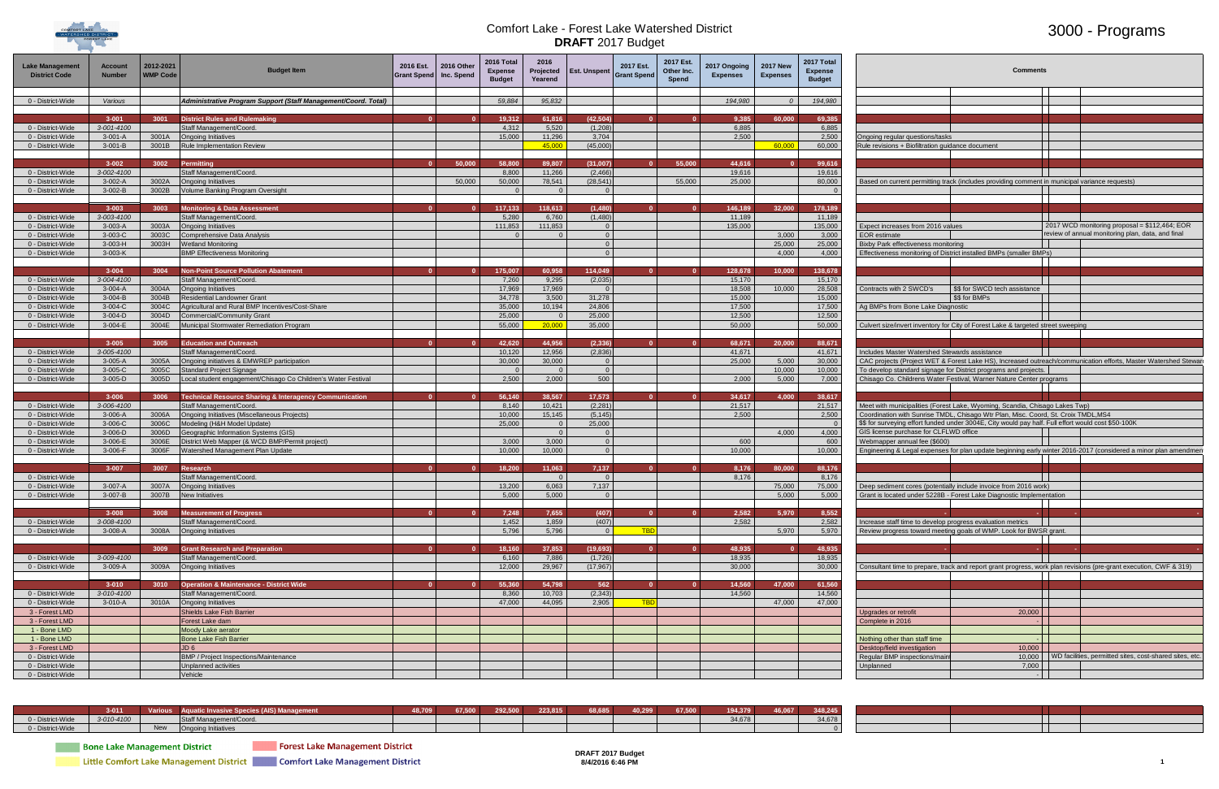# Comfort Lake - Forest Lake Watershed District

## DRAFT 2017 Budget

# 3000 - Programs

| Lake Management District Code | Account Number | 2012-2021 WMP Code | Budget Item | 2016 Est. Grant Spend | 2016 Other Inc. Spend | 2016 Total Expense Budget | 2016 Projected Yearend | Est. Unspent | 2017 Est. Grant Spend | 2017 Est. Other Inc. Spend | 2017 Ongoing Expenses | 2017 New Expenses | 2017 Total Expense Budget | Comments | | | |
|---|---|---|---|---|---|---|---|---|---|---|---|---|---|---|---|---|---|
| 0 - District-Wide | Various | | *Administrative Program Support (Staff Management/Coord. Total)* | | | 59,884 | 95,832 | | | | 194,980 | 0 | 194,980 | | | | |
| | **3-001** | **3001** | **District Rules and Rulemaking** | 0 | 0 | 19,312 | 61,816 | (42,504) | 0 | 0 | 9,385 | 60,000 | 69,385 | | | | |
| 0 - District-Wide | 3-001-4100 | | Staff Management/Coord. | | | 4,312 | 5,520 | (1,208) | | | 6,885 | | 6,885 | | | | |
| 0 - District-Wide | 3-001-A | 3001A | Ongoing Initiatives | | | 15,000 | 11,296 | 3,704 | | | 2,500 | | 2,500 | Ongoing regular questions/tasks | | | |
| 0 - District-Wide | 3-001-B | 3001B | Rule Implementation Review | | | | 45,000 | (45,000) | | | | 60,000 | 60,000 | Rule revisions + Biofiltration guidance document | | | |
| | **3-002** | **3002** | **Permitting** | 0 | 50,000 | 58,800 | 89,807 | (31,007) | 0 | 55,000 | 44,616 | 0 | 99,616 | | | | |
| 0 - District-Wide | 3-002-4100 | | Staff Management/Coord. | | | 8,800 | 11,266 | (2,466) | | | 19,616 | | 19,616 | | | | |
| 0 - District-Wide | 3-002-A | 3002A | Ongoing Initiatives | | 50,000 | 50,000 | 78,541 | (28,541) | | 55,000 | 25,000 | | 80,000 | Based on current permitting track (includes providing comment in municipal variance requests) | | | |
| 0 - District-Wide | 3-002-B | 3002B | Volume Banking Program Oversight | | | 0 | 0 | 0 | | | | | 0 | | | | |
| | **3-003** | **3003** | **Monitoring & Data Assessment** | 0 | 0 | 117,133 | 118,613 | (1,480) | 0 | 0 | 146,189 | 32,000 | 178,189 | | | | |
| 0 - District-Wide | 3-003-4100 | | Staff Management/Coord. | | | 5,280 | 6,760 | (1,480) | | | 11,189 | | 11,189 | | | | |
| 0 - District-Wide | 3-003-A | 3003A | Ongoing Initiatives | | | 111,853 | 111,853 | 0 | | | 135,000 | | 135,000 | Expect increases from 2016 values | | 2017 WCD monitoring proposal = $112,464; EOR review of annual monitoring plan, data, and final | |
| 0 - District-Wide | 3-003-C | 3003C | Comprehensive Data Analysis | | | 0 | 0 | 0 | | | | 3,000 | 3,000 | EOR estimate | | | |
| 0 - District-Wide | 3-003-H | 3003H | Wetland Monitoring | | | | | 0 | | | | 25,000 | 25,000 | Bixby Park effectiveness monitoring | | | |
| 0 - District-Wide | 3-003-K | | BMP Effectiveness Monitoring | | | | | 0 | | | | 4,000 | 4,000 | Effectiveness monitoring of District installed BMPs (smaller BMPs) | | | |
| | **3-004** | **3004** | **Non-Point Source Pollution Abatement** | 0 | 0 | 175,007 | 60,958 | 114,049 | 0 | 0 | 128,678 | 10,000 | 138,678 | | | | |
| 0 - District-Wide | 3-004-4100 | | Staff Management/Coord. | | | 7,260 | 9,295 | (2,035) | | | 15,170 | | 15,170 | | | | |
| 0 - District-Wide | 3-004-A | 3004A | Ongoing Initiatives | | | 17,969 | 17,969 | 0 | | | 18,508 | 10,000 | 28,508 | Contracts with 2 SWCD's | $$ for SWCD tech assistance | | |
| 0 - District-Wide | 3-004-B | 3004B | Residential Landowner Grant | | | 34,778 | 3,500 | 31,278 | | | 15,000 | | 15,000 | | $$ for BMPs | | |
| 0 - District-Wide | 3-004-C | 3004C | Agricultural and Rural BMP Incentives/Cost-Share | | | 35,000 | 10,194 | 24,806 | | | 17,500 | | 17,500 | Ag BMPs from Bone Lake Diagnostic | | | |
| 0 - District-Wide | 3-004-D | 3004D | Commercial/Community Grant | | | 25,000 | 0 | 25,000 | | | 12,500 | | 12,500 | | | | |
| 0 - District-Wide | 3-004-E | 3004E | Municipal Stormwater Remediation Program | | | 55,000 | 20,000 | 35,000 | | | 50,000 | | 50,000 | Culvert size/invert inventory for City of Forest Lake & targeted street sweeping | | | |
| | **3-005** | **3005** | **Education and Outreach** | 0 | 0 | 42,620 | 44,956 | (2,336) | 0 | 0 | 68,671 | 20,000 | 88,671 | | | | |
| 0 - District-Wide | 3-005-4100 | | Staff Management/Coord. | | | 10,120 | 12,956 | (2,836) | | | 41,671 | | 41,671 | Includes Master Watershed Stewards assistance | | | |
| 0 - District-Wide | 3-005-A | 3005A | Ongoing initiatives & EMWREP participation | | | 30,000 | 30,000 | 0 | | | 25,000 | 5,000 | 30,000 | CAC projects (Project WET & Forest Lake HS), increased outreach/communication efforts, Master Watershed Stewar | | | |
| 0 - District-Wide | 3-005-C | 3005C | Standard Project Signage | | | 0 | 0 | 0 | | | | 10,000 | 10,000 | To develop standard signage for District programs and projects. | | | |
| 0 - District-Wide | 3-005-D | 3005D | Local student engagement/Chisago Co Children's Water Festival | | | 2,500 | 2,000 | 500 | | | 2,000 | 5,000 | 7,000 | Chisago Co. Childrens Water Festival, Warner Nature Center programs | | | |
| | **3-006** | **3006** | **Technical Resource Sharing & Interagency Communication** | 0 | 0 | 56,140 | 38,567 | 17,573 | 0 | 0 | 34,617 | 4,000 | 38,617 | | | | |
| 0 - District-Wide | 3-006-4100 | | Staff Management/Coord. | | | 8,140 | 10,421 | (2,281) | | | 21,517 | | 21,517 | Meet with municipalities (Forest Lake, Wyoming, Scandia, Chisago Lakes Twp) | | | |
| 0 - District-Wide | 3-006-A | 3006A | Ongoing Initiatives (Miscellaneous Projects) | | | 10,000 | 15,145 | (5,145) | | | 2,500 | | 2,500 | Coordination with Sunrise TMDL, Chisago Wtr Plan, Misc. Coord, St. Croix TMDL,MS4 | | | |
| 0 - District-Wide | 3-006-C | 3006C | Modeling (H&H Model Update) | | | 25,000 | 0 | 25,000 | | | | | 0 | $$ for surveying effort funded under 3004E, City would pay half. Full effort would cost $50-100K | | | |
| 0 - District-Wide | 3-006-D | 3006D | Geographic Information Systems (GIS) | | | | 0 | 0 | | | | 4,000 | 4,000 | GIS license purchase for CLFLWD office | | | |
| 0 - District-Wide | 3-006-E | 3006E | District Web Mapper (& WCD BMP/Permit project) | | | 3,000 | 3,000 | 0 | | | 600 | | 600 | Webmapper annual fee ($600) | | | |
| 0 - District-Wide | 3-006-F | 3006F | Watershed Management Plan Update | | | 10,000 | 10,000 | 0 | | | 10,000 | | 10,000 | Engineering & Legal expenses for plan update beginning early winter 2016-2017 (considered a minor plan amendmen | | | |
| | **3-007** | **3007** | **Research** | 0 | 0 | 18,200 | 11,063 | 7,137 | 0 | 0 | 8,176 | 80,000 | 88,176 | | | | |
| 0 - District-Wide | | | Staff Management/Coord. | | | | 0 | 0 | | | 8,176 | | 8,176 | | | | |
| 0 - District-Wide | 3-007-A | 3007A | Ongoing Initiatives | | | 13,200 | 6,063 | 7,137 | | | | 75,000 | 75,000 | Deep sediment cores (potentially include invoice from 2016 work) | | | |
| 0 - District-Wide | 3-007-B | 3007B | New Initiatives | | | 5,000 | 5,000 | 0 | | | | 5,000 | 5,000 | Grant is located under 5228B - Forest Lake Diagnostic Implementation | | | |
| | **3-008** | **3008** | **Measurement of Progress** | 0 | 0 | 7,248 | 7,655 | (407) | 0 | 0 | 2,582 | 5,970 | 8,552 | - | | - | - |
| 0 - District-Wide | 3-008-4100 | | Staff Management/Coord. | | | 1,452 | 1,859 | (407) | | | 2,582 | | 2,582 | Increase staff time to develop progress evaluation metrics | | | |
| 0 - District-Wide | 3-008-A | 3008A | Ongoing Initiatives | | | 5,796 | 5,796 | 0 | TBD | | | 5,970 | 5,970 | Review progress toward meeting goals of WMP. Look for BWSR grant. | | | |
| | | **3009** | **Grant Research and Preparation** | 0 | 0 | 18,160 | 37,853 | (19,693) | 0 | 0 | 48,935 | 0 | 48,935 | - | | - | - |
| 0 - District-Wide | 3-009-4100 | | Staff Management/Coord. | | | 6,160 | 7,886 | (1,726) | | | 18,935 | | 18,935 | | | | |
| 0 - District-Wide | 3-009-A | 3009A | Ongoing Initiatives | | | 12,000 | 29,967 | (17,967) | | | 30,000 | | 30,000 | Consultant time to prepare, track and report grant progress, work plan revisions (pre-grant execution, CWF & 319) | | | |
| | **3-010** | **3010** | **Operation & Maintenance - District Wide** | 0 | 0 | 55,360 | 54,798 | 562 | 0 | 0 | 14,560 | 47,000 | 61,560 | | | | |
| 0 - District-Wide | 3-010-4100 | | Staff Management/Coord. | | | 8,360 | 10,703 | (2,343) | | | 14,560 | | 14,560 | | | | |
| 0 - District-Wide | 3-010-A | 3010A | Ongoing Initiatives | | | 47,000 | 44,095 | 2,905 | TBD | | | 47,000 | 47,000 | | | | |
| 3 - Forest LMD | | | Shields Lake Fish Barrier | | | | | | | | | | | Upgrades or retrofit | 20,000 | | |
| 3 - Forest LMD | | | Forest Lake dam | | | | | | | | | | | Complete in 2016 | - | | |
| 1 - Bone LMD | | | Moody Lake aerator | | | | | | | | | | | | | | |
| 1 - Bone LMD | | | Bone Lake Fish Barrier | | | | | | | | | | | Nothing other than staff time | - | | |
| 3 - Forest LMD | | | JD 6 | | | | | | | | | | | Desktop/field investigation | 10,000 | | |
| 0 - District-Wide | | | BMP / Project Inspections/Maintenance | | | | | | | | | | | Regular BMP inspections/main | 10,000 | WD facilities, permitted sites, cost-shared sites, etc. | |
| 0 - District-Wide | | | Unplanned activities | | | | | | | | | | | Unplanned | 7,000 | | |
| 0 - District-Wide | | | Vehicle | | | | | | | | | | | | - | | |
| | **3-011** | **Various** | **Aquatic Invasive Species (AIS) Management** | 48,709 | 67,500 | 292,500 | 223,815 | 68,685 | 40,299 | 67,500 | 194,379 | 46,067 | 348,245 | | | | |
| 0 - District-Wide | 3-010-4100 | | Staff Management/Coord. | | | | | | | | 34,678 | | 34,678 | | | | |
| 0 - District-Wide | | New | Ongoing Initiatives | | | | | | | | | | 0 | | | | |

Bone Lake Management District · Forest Lake Management District · Little Comfort Lake Management District · Comfort Lake Management District

DRAFT 2017 Budget
8/4/2016 6:46 PM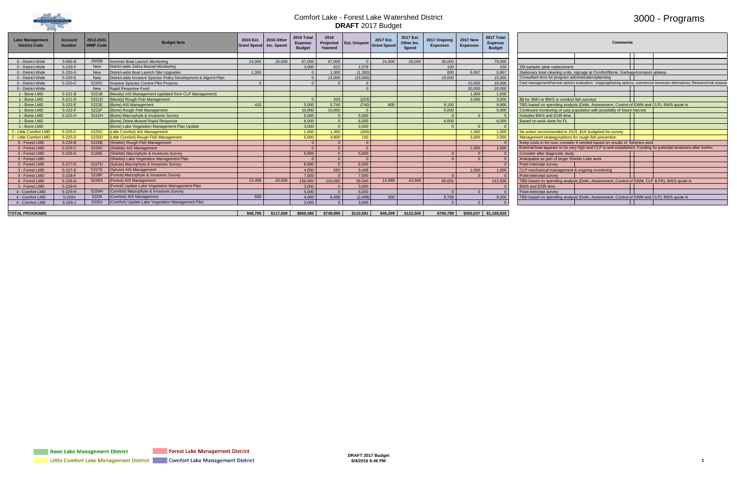# Comfort Lake - Forest Lake Watershed District

## DRAFT 2017 Budget

## 3000 - Programs

| Lake Management District Code | Account Number | 2012-2021 WMP Code | Budget Item | 2016 Est. Grant Spend | 2016 Other Inc. Spend | 2016 Total Expense Budget | 2016 Projected Yearend | Est. Unspent | 2017 Est. Grant Spend | 2017 Est. Other Inc. Spend | 2017 Ongoing Expenses | 2017 New Expenses | 2017 Total Expense Budget | Comments |
|---|---|---|---|---|---|---|---|---|---|---|---|---|---|---|
| 0 - District-Wide | 3-005-B | 3005B | Summer Boat Launch Monitoring | 24,000 | 25,000 | 67,000 | 67,000 | 0 | 24,000 | 25,000 | 30,000 | | 79,000 | |
| 0 - District-Wide | 5-220-F | New | District-wide Zebra Mussel Monitoring | | | 3,000 | 622 | 2,378 | | | 100 | | 100 | ZM sampler plate replacement |
| 0 - District-Wide | 5-220-G | New | District-wide Boat Launch Site Upgrades | 1,300 | | 0 | 1,300 | (1,300) | | | 800 | 6,067 | 6,867 | Stationary boat cleaning units, signage at Comfort/Bone. Garbage/compost upkeep |
| 0 - District-Wide | 5-220-E | New | District-wide Invasive Species Policy Development & Mgmnt Plan | | | 0 | 15,000 | (15,000) | | | 15,000 | | 15,000 | Consultant time for program administration/planning |
| 0 - District-Wide | 5-220-C | 5220C | Invasive Species Control Pilot Projects | 0 | | 0 | 0 | 0 | | | | 10,000 | 10,000 | Carp management/harvest options evaluation - trapping/baiting options, commercial harvester alternatives; Research/risk assessm |
| 0 - District-Wide | | New | Rapid Response Fund | | | | | 0 | | | | 20,000 | 20,000 | |
| 1 - Bone LMD | 5-221-B | 5221B | (Moody) AIS Management (updated from CLP Management) | | | | | | | | | 1,000 | 1,000 | |
| 1 - Bone LMD | 5-221-D | 5221D | (Moody) Rough Fish Management | | | 0 | 203 | (203) | | | | 3,000 | 3,000 | $$ for SMU or BWS to conduct fish surveys |
| 1 - Bone LMD | 5-222-E | 5222E | (Bone) AIS Management | 410 | | 5,000 | 5,740 | (740) | 800 | | 9,100 | | 9,900 | TBD based on spending analysis (Delin, Assessment, Control of EWM and CLP). BWS quote in |
| 1 - Bone LMD | 5-222-F | 5222F | (Bone) Rough Fish Management | | | 10,000 | 10,000 | 0 | | | 5,000 | | 5,000 | Continued monitoring of carp population with possibility of future harvest |
| 1 - Bone LMD | 5-222-H | 5222H | (Bone) Macrophyte & Invasives Survey | | | 5,000 | 0 | 5,000 | | | 0 | 0 | 0 | Includes BWS and EOR time. |
| 1 - Bone LMD | | | (Bone) Zebra Mussel Rapid Response | | | 6,000 | 0 | 6,000 | | | 6,000 | | 6,000 | Based on work done for FL |
| 1 - Bone LMD | | | (Bone) Lake Vegetation Management Plan Update | | | 3,000 | 0 | 3,000 | | | 0 | 0 | 0 | |
| 2 - Little Comfort LMD | 5-225-C | 5225C | (Little Comfort) AIS Management | | | 1,000 | 1,300 | (300) | | | | 1,000 | 1,000 | No action recommended in 2015, $1K budgeted for survey |
| 2 - Little Comfort LMD | 5-225-D | 5225D | (Little Comfort) Rough Fish Management | | | 5,000 | 4,900 | 100 | | | | 3,000 | 3,000 | Management strategy/options for rough fish prevention |
| 3 - Forest LMD | 5-226-B | 5226B | (Shields) Rough Fish Management | | | 0 | 0 | 0 | | | | | 0 | Keep costs in for now, consider if needed based on results of fisheries work |
| 3 - Forest LMD | 5-226-C | 5226C | (Shields) AIS Management | | | 0 | 0 | 0 | | | | 1,000 | 1,000 | External load appears to be very high and CLP is well established. Funding for potential treatment after further |
| 3 - Forest LMD | 5-226-E | 5226E | (Shields) Macrophyte & Invasives Survey | | | 5,000 | 0 | 5,000 | | | 0 | 0 | 0 | Consider after diagnostic study |
| 3 - Forest LMD | | | (Shields) Lake Vegetation Management Plan | | | 0 | 0 | 0 | | | 0 | 0 | 0 | Anticipated as part of larger Shields Lake work |
| 3 - Forest LMD | 5-227-D | 5227D | (Sylvan) Macrophyte & Invasives Survey | | | 6,000 | 0 | 6,000 | | | | | 0 | Point intercept survey |
| 3 - Forest LMD | 5-227-E | 5227E | (Sylvan) AIS Management | | | 4,000 | 592 | 3,408 | | | | 1,000 | 1,000 | CLP mechanical management & ongoing monitoring |
| 3 - Forest LMD | 5-228-F | 5228F | (Forest) Macrophyte & Invasives Survey | | | 7,500 | 0 | 7,500 | | | 0 | 0 | 0 | Point-intercept survey |
| 3 - Forest LMD | 5-228-G | 5228G | (Forest) AIS Management | 22,499 | 42,500 | 150,000 | 110,660 | 39,340 | 14,999 | 42,500 | 85,001 | | 142,500 | TBD based on spending analysis (Delin, Assessment, Control of EWM, CLP & FR). BWS quote in |
| 3 - Forest LMD | 5-228-N | | (Forest) Update Lake Vegetation Management Plan | | | 3,000 | 0 | 3,000 | | | | | 0 | BWS and EOR time |
| 4 - Comfort LMD | 5-229-H | 5229H | (Comfort) Macrophyte & Invasives Survey | | | 5,000 | 0 | 5,000 | | | 0 | 0 | 0 | Point-intercept survey |
| 4 - Comfort LMD | 5-229-I | 5229I | (Comfort) AIS Management | 500 | | 4,000 | 6,498 | (2,498) | 500 | | 8,700 | | 9,200 | TBD based on spending analysis (Delin, Assessment, Control of EWM and CLP). BWS quote in |
| 4 - Comfort LMD | 5-229-J | 5229J | (Comfort) Update Lake Vegetation Management Plan | | | 3,000 | 0 | 3,000 | | | 0 | 0 | 0 | |
| **TOTAL PROGRAMS** | | | | $48,709 | $117,500 | $860,480 | $749,899 | $110,581 | $40,299 | $122,500 | $700,789 | $305,037 | $1,168,625 | |

Bone Lake Management District | Forest Lake Management District | Little Comfort Lake Management District | Comfort Lake Management District

DRAFT 2017 Budget
8/4/2016 6:46 PM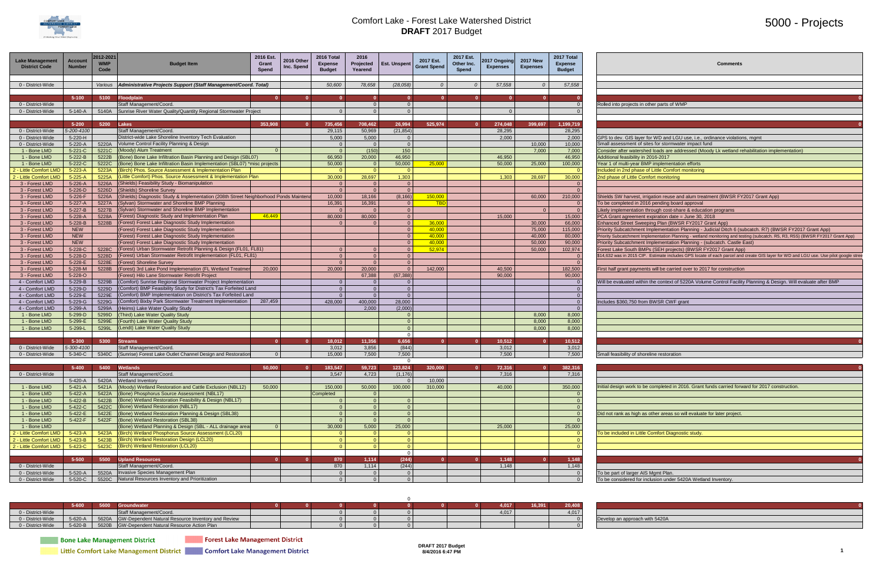# Comfort Lake - Forest Lake Watershed District
## DRAFT 2017 Budget

# 5000 - Projects

| Lake Management District Code | Account Number | 2012-2021 WMP Code | Budget Item | 2016 Est. Grant Spend | 2016 Other Inc. Spend | 2016 Total Expense Budget | 2016 Projected Yearend | Est. Unspent | 2017 Est. Grant Spend | 2017 Est. Other Inc. Spend | 2017 Ongoing Expenses | 2017 New Expenses | 2017 Total Expense Budget | Comments |
|---|---|---|---|---|---|---|---|---|---|---|---|---|---|---|
| 0 - District-Wide | | Various | *Administrative Projects Support (Staff Management/Coord. Total)* | | | 50,600 | 78,658 | (28,058) | 0 | 0 | 57,558 | 0 | 57,558 | |
| | **5-100** | **5100** | **Floodplain** | **0** | **0** | **0** | **0** | **0** | **0** | **0** | **0** | **0** | **0** | **0** |
| 0 - District-Wide | | | Staff Management/Coord. | | | | 0 | 0 | | | | | 0 | Rolled into projects in other parts of WMP |
| 0 - District-Wide | 5-140-A | 5140A | Sunrise River Water Quality/Quantity Regional Stormwater Project | | | 0 | 0 | 0 | | | 0 | | 0 | |
| | **5-200** | **5200** | **Lakes** | **353,908** | **0** | **735,456** | **708,462** | **26,994** | **525,974** | **0** | **274,048** | **399,697** | **1,199,719** | **0** |
| 0 - District-Wide | 5-200-4100 | | Staff Management/Coord. | | | 29,115 | 50,969 | (21,854) | | | 28,295 | | 28,295 | |
| 0 - District-Wide | 5-220-H | | District-wide Lake Shoreline Inventory Tech Evaluation | | | 5,000 | 5,000 | 0 | | | 2,000 | | 2,000 | GPS to dev. GIS layer for WD and LGU use, i.e., ordinance violations, mgmt |
| 0 - District-Wide | 5-220-A | 5220A | Volume Control Facility Planning & Design | | | 0 | 0 | 0 | | | | 10,000 | 10,000 | Small assessment of sites for stormwater impact fund |
| 1 - Bone LMD | 5-221-C | 5221C | (Moody) Alum Treatment | 0 | | 0 | (150) | 150 | | | | 7,000 | 7,000 | Consider after watershed loads are addressed (Moody Lk wetland rehabilitation implementation) |
| 1 - Bone LMD | 5-222-B | 5222B | (Bone) Bone Lake Infiltration Basin Planning and Design (SBL07) | | | 66,950 | 20,000 | 46,950 | | | 46,950 | | 46,950 | Additional feasibility in 2016-2017 |
| 1 - Bone LMD | 5-222-C | 5222C | (Bone) Bone Lake Infiltration Basin Implementation (SBL07) *misc projects | | | 50,000 | 0 | 50,000 | 25,000 | | 50,000 | 25,000 | 100,000 | Year 1 of multi-year BMP implementation efforts |
| 2 - Little Comfort LMD | 5-223-A | 5223A | (Birch) Phos. Source Assessment & Implementation Plan | | | 0 | 0 | 0 | | | | | 0 | Included in 2nd phase of Little Comfort monitoring |
| 2 - Little Comfort LMD | 5-225-A | 5225A | (Little Comfort) Phos. Source Assessment & Implementation Plan | | | 30,000 | 28,697 | 1,303 | | | 1,303 | 28,697 | 30,000 | 2nd phase of Little Comfort monitoring |
| 3 - Forest LMD | 5-226-A | 5226A | (Shields) Feasibility Study - Biomanipulation | | | 0 | 0 | 0 | | | | | 0 | |
| 3 - Forest LMD | 5-226-D | 5226D | (Shields) Shoreline Survey | | | 0 | 0 | 0 | | | | | 0 | |
| 3 - Forest LMD | 5-226-F | 5226A | (Shields) Diagnostic Study & Implementation (208th Street Neighborhood Ponds Maintena | | | 10,000 | 18,166 | (8,166) | 150,000 | | | 60,000 | 210,000 | Shields SW harvest, irrigation reuse and alum treatment (BWSR FY2017 Grant App) |
| 3 - Forest LMD | 5-227-A | 5227A | (Sylvan) Stormwater and Shoreline BMP Planning | | | 16,391 | 16,391 | 0 | TBD | | | | 0 | To be completed in 2016 pending board approval |
| 3 - Forest LMD | 5-227-B | 5227B | (Sylvan) Stormwater and Shoreline BMP Implementation | | | 0 | 0 | 0 | | | | 0 | 0 | Likely implementation through cost-share & education programs |
| 3 - Forest LMD | 5-228-A | 5228A | (Forest) Diagnostic Study and Implementation Plan | 46,449 | | 80,000 | 80,000 | 0 | | | 15,000 | | 15,000 | PCA Grant agreement expiration date = June 30, 2018 |
| 3 - Forest LMD | 5-228-B | 5228B | (Forest) Forest Lake Diagnostic Study Implementation | | | 0 | 0 | 0 | 36,000 | | | 30,000 | 66,000 | Enhanced Street Sweeping Plan (BWSR FY2017 Grant App) |
| 3 - Forest LMD | NEW | | (Forest) Forest Lake Diagnostic Study Implementation | | | | | 0 | 40,000 | | | 75,000 | 115,000 | Priority Subcatchment Implementation Planning - Judicial Ditch 6 (subcatch. R7) (BWSR FY2017 Grant App) |
| 3 - Forest LMD | NEW | | (Forest) Forest Lake Diagnostic Study Implementation | | | | | 0 | 40,000 | | | 40,000 | 80,000 | Priority Subcatchment Implementation Planning - wetland monitoring and testing (subcatch. R5, R3, R5S) (BWSR FY2017 Grant App) |
| 3 - Forest LMD | NEW | | (Forest) Forest Lake Diagnostic Study Implementation | | | | | 0 | 40,000 | | | 50,000 | 90,000 | Priority Subcatchment Implementation Planning - (subcatch. Castle East) |
| 3 - Forest LMD | 5-228-C | 5228C | (Forest) Urban Stormwater Retrofit Planning & Design (FL01, FL81) | | | 0 | 0 | 0 | 52,974 | | | 50,000 | 102,974 | Forest Lake South BMPs (SEH projects) (BWSR FY2017 Grant App) |
| 3 - Forest LMD | 5-228-D | 5228D | (Forest) Urban Stormwater Retrofit Implementation (FL01, FL81) | | | 0 | 0 | 0 | | | | | 0 | $14,632 was in 2015 CIP. Estimate includes GPS locate of each parcel and create GIS layer for WD and LGU use. Use pilot google stree |
| 3 - Forest LMD | 5-228-E | 5228E | (Forest) Shoreline Survey | | | 0 | 0 | 0 | | | | | 0 | |
| 3 - Forest LMD | 5-228-M | 5228B | (Forest) 3rd Lake Pond Implementation (FL Wetland Treatmen | 20,000 | | 20,000 | 20,000 | 0 | 142,000 | | 40,500 | | 182,500 | First half grant payments will be carried over to 2017 for construction |
| 3 - Forest LMD | 5-228-O | | (Forest) Hilo Lane Stormwater Retrofit Project | | | | 67,388 | (67,388) | | | 90,000 | | 90,000 | |
| 4 - Comfort LMD | 5-229-B | 5229B | (Comfort) Sunrise Regional Stormwater Project Implementation | | | 0 | 0 | 0 | | | | | 0 | Will be evaluated within the context of 5220A Volume Control Facility Planning & Design. Will evaluate after BMP |
| 4 - Comfort LMD | 5-229-D | 5229D | (Comfort) BMP Feasibility Study for District's Tax Forfeited Land | | | 0 | 0 | 0 | | | | | 0 | |
| 4 - Comfort LMD | 5-229-E | 5229E | (Comfort) BMP Implementation on District's Tax Forfeited Land | | | 0 | 0 | 0 | | | | | 0 | |
| 4 - Comfort LMD | 5-229-G | 5229G | (Comfort) Bixby Park Stormwater Treatment Implementation | 287,459 | | 428,000 | 400,000 | 28,000 | | | | | 0 | Includes $360,750 from BWSR CWF grant |
| 4 - Comfort LMD | 5-299-A | 5299A | (Heims) Lake Water Quality Study | | | | 2,000 | (2,000) | | | | | 0 | |
| 1 - Bone LMD | 5-299-D | 5299D | (Third) Lake Water Quality Study | | | | | 0 | | | | 8,000 | 8,000 | |
| 1 - Bone LMD | 5-299-E | 5299E | (Fourth) Lake Water Quality Study | | | | | 0 | | | | 8,000 | 8,000 | |
| 1 - Bone LMD | 5-299-L | 5299L | (Lendt) Lake Water Quality Study | | | | | 0 | | | | 8,000 | 8,000 | |
| | | | | | | | | 0 | | | | | | |
| | **5-300** | **5300** | **Streams** | **0** | **0** | **18,012** | **11,356** | **6,656** | **0** | **0** | **10,512** | **0** | **10,512** | **0** |
| 0 - District-Wide | 5-300-4100 | | Staff Management/Coord. | | | 3,012 | 3,856 | (844) | | | 3,012 | | 3,012 | |
| 0 - District-Wide | 5-340-C | 5340C | (Sunrise) Forest Lake Outlet Channel Design and Restoration | 0 | | 15,000 | 7,500 | 7,500 | | | 7,500 | | 7,500 | Small feasibility of shoreline restoration |
| | | | | | | | | 0 | | | | | | |
| | **5-400** | **5400** | **Wetlands** | **50,000** | **0** | **183,547** | **59,723** | **123,824** | **320,000** | **0** | **72,316** | **0** | **382,316** | **0** |
| 0 - District-Wide | | | Staff Management/Coord. | | | 3,547 | 4,723 | (1,176) | | | 7,316 | | 7,316 | |
| | 5-420-A | 5420A | Wetland Inventory | | | | | 0 | 10,000 | | | | | |
| 1 - Bone LMD | 5-421-A | 5421A | (Moody) Wetland Restoration and Cattle Exclusion (NBL12) | 50,000 | | 150,000 | 50,000 | 100,000 | 310,000 | | 40,000 | | 350,000 | Initial design work to be completed in 2016. Grant funds carried forward for 2017 construction. |
| 1 - Bone LMD | 5-422-A | 5422A | (Bone) Phosphorus Source Assessment (NBL17) | | | Completed | 0 | | | | | | 0 | |
| 1 - Bone LMD | 5-422-B | 5422B | (Bone) Wetland Restoration Feasibility & Design (NBL17) | | | 0 | 0 | 0 | | | | | 0 | |
| 1 - Bone LMD | 5-422-C | 5422C | (Bone) Wetland Restoration (NBL17) | | | 0 | 0 | 0 | | | | | 0 | |
| 1 - Bone LMD | 5-422-E | 5422E | (Bone) Wetland Restoration Planning & Design (SBL38) | | | 0 | 0 | 0 | | | | | 0 | Did not rank as high as other areas so will evaluate for later project. |
| 1 - Bone LMD | 5-422-F | 5422F | (Bone) Wetland Restoration (SBL38) | | | 0 | 0 | 0 | | | | | 0 | |
| 1 - Bone LMD | | | (Bone) Wetland Planning & Design (SBL - ALL drainage areas | 0 | | 30,000 | 5,000 | 25,000 | | | 25,000 | | 25,000 | |
| 2 - Little Comfort LMD | 5-423-A | 5423A | (Birch) Wetland Phosphorus Source Assessment (LCL20) | | | 0 | 0 | 0 | | | | | 0 | To be included in Little Comfort Diagnostic study. |
| 2 - Little Comfort LMD | 5-423-B | 5423B | (Birch) Wetland Restoration Design (LCL20) | | | 0 | 0 | 0 | | | | | 0 | |
| 2 - Little Comfort LMD | 5-423-C | 5423C | (Birch) Wetland Restoration (LCL20) | | | 0 | 0 | 0 | | | | | 0 | |
| | | | | | | | | 0 | | | | | | |
| | **5-500** | **5500** | **Upland Resources** | **0** | **0** | **870** | **1,114** | **(244)** | **0** | **0** | **1,148** | **0** | **1,148** | **0** |
| 0 - District-Wide | | | Staff Management/Coord. | | | 870 | 1,114 | (244) | | | 1,148 | | 1,148 | |
| 0 - District-Wide | 5-520-A | 5520A | Invasive Species Management Plan | | | 0 | 0 | 0 | | | | | 0 | To be part of larger AIS Mgmt Plan. |
| 0 - District-Wide | 5-520-C | 5520C | Natural Resources Inventory and Prioritization | | | 0 | 0 | 0 | | | | | 0 | To be considered for inclusion under 5420A Wetland Inventory. |
| | | | | | | | | 0 | | | | | | |
| | **5-600** | **5600** | **Groundwater** | **0** | **0** | **0** | **0** | **0** | **0** | **0** | **4,017** | **16,391** | **20,408** | **0** |
| 0 - District-Wide | | | Staff Management/Coord. | | | 0 | 0 | 0 | | | 4,017 | | 4,017 | |
| 0 - District-Wide | 5-620-A | 5620A | GW-Dependent Natural Resource Inventory and Review | | | 0 | 0 | 0 | | | | | 0 | Develop an approach with 5420A |
| 0 - District-Wide | 5-620-B | 5620B | GW-Dependent Natural Resource Action Plan | | | 0 | 0 | 0 | | | | | 0 | |

Bone Lake Management District | Forest Lake Management District | Little Comfort Lake Management District | Comfort Lake Management District

DRAFT 2017 Budget
8/4/2016 6:47 PM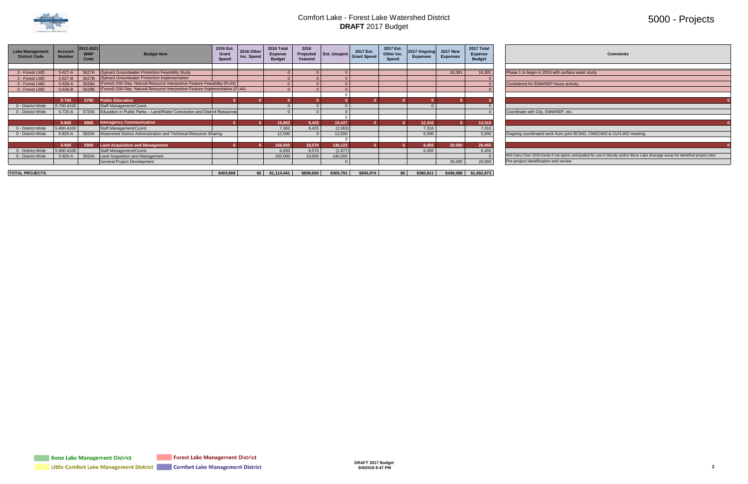# Comfort Lake - Forest Lake Watershed District

## **DRAFT** 2017 Budget

# 5000 - Projects

| Lake Management District Code | Account Number | 2012-2021 WMP Code | Budget Item | 2016 Est. Grant Spend | 2016 Other Inc. Spend | 2016 Total Expense Budget | 2016 Projected Yearend | Est. Unspent | 2017 Est. Grant Spend | 2017 Est. Other Inc. Spend | 2017 Ongoing Expenses | 2017 New Expenses | 2017 Total Expense Budget | Comments |
|---|---|---|---|---|---|---|---|---|---|---|---|---|---|---|
| 3 - Forest LMD | 5-627-A | 5627A | (Sylvan) Groundwater Protection Feasibility Study | | | 0 | 0 | 0 | | | | 16,391 | 16,391 | Phase 1 to begin in 2016 with surface water study |
| 3 - Forest LMD | 5-627-B | 5627B | (Sylvan) Groundwater Protection Implementation | | | 0 | 0 | 0 | | | | | 0 | |
| 3 - Forest LMD | 5-628-A | 5628A | (Forest) GW-Dep. Natural Resource Interpretive Feature Feasibility (FL44) | | | 0 | 0 | 0 | | | | | 0 | Considered for EMWREP future activity. |
| 3 - Forest LMD | 5-628-B | 5628B | (Forest) GW-Dep. Natural Resource Interpretive Feature Implementation (FL44) | | | 0 | 0 | 0 | | | | | 0 | |
| | | | | | | | | 0 | | | | | | |
| | 5-700 | 5700 | **Public Education** | 0 | 0 | 0 | 0 | 0 | 0 | 0 | 0 | 0 | 0 | 0 |
| 0 - District-Wide | 5-700-4100 | | Staff Management/Coord. | | | 0 | 0 | 0 | | | 0 | | 0 | |
| 0 - District-Wide | 5-720-A | 5720A | Education in Public Parks – Land/Water Connection and District Resources | | | 0 | 0 | 0 | | | | | 0 | Coordinate with City, EMWREP, etc. |
| | | | | | | | | 0 | | | | | | |
| | 5-800 | 5800 | **Interagency Communication** | 0 | 0 | 19,862 | 9,425 | 10,437 | 0 | 0 | 12,316 | 0 | 12,316 | 0 |
| 0 - District-Wide | 5-800-4100 | | Staff Management/Coord. | | | 7,362 | 9,425 | (2,063) | | | 7,316 | | 7,316 | |
| 0 - District-Wide | 5-820-A | 5820A | Watershed District Administration and Technical Resource Sharing | | | 12,500 | 0 | 12,500 | | | 5,000 | | 5,000 | Ongoing coordinated work from joint BCWD, CMSCWD & CLFLWD meeting |
| | | | | | | | | 0 | | | | | | |
| | 5-900 | 5900 | **Land Acquisition and Management** | 0 | 0 | 156,693 | 18,570 | 138,123 | 0 | 0 | 6,455 | 20,000 | 26,455 | 0 |
| 0 - District-Wide | 5-900-4100 | | Staff Management/Coord. | | | 6,693 | 8,570 | (1,877) | | | 6,455 | | 6,455 | |
| 0 - District-Wide | 5-920-A | 5920A | Land Acquisition and Management | | | 150,000 | 10,000 | 140,000 | | | | | 0 | Will Carry Over 2015 funds if not spent; anticipated for use in Moody and/or Bone Lake drainage areas for identified project sites |
| | | | General Project Development | | | | | 0 | | | | 20,000 | 20,000 | Pre-project identification and review |
| **TOTAL PROJECTS** | | | | $403,908 | $0 | $1,114,441 | $808,650 | $305,791 | $845,974 | $0 | $380,811 | $436,088 | $1,652,873 | |

Bone Lake Management District | Forest Lake Management District | Little Comfort Lake Management District | Comfort Lake Management District

DRAFT 2017 Budget
8/4/2016 6:47 PM